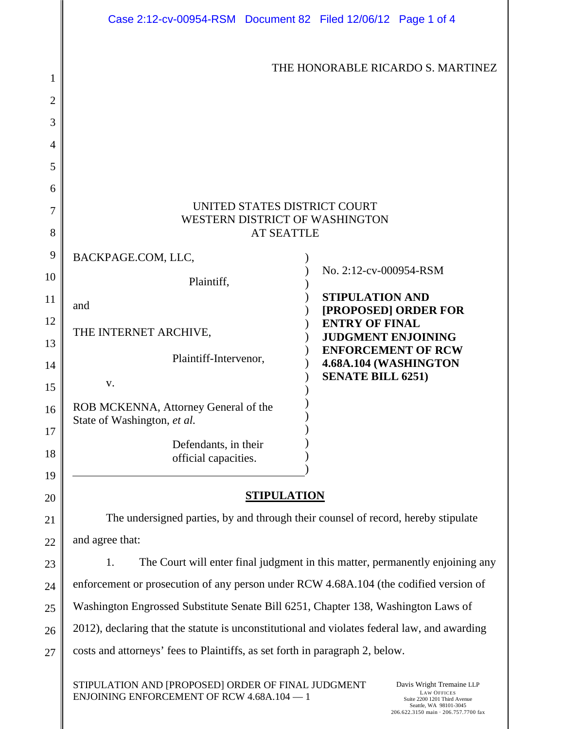THE HONORABLE RICARDO S. MARTINEZ

UNITED STATES DISTRICT COURT
WESTERN DISTRICT OF WASHINGTON
AT SEATTLE

| | |
|---|---|
| BACKPAGE.COM, LLC,<br><br>Plaintiff,<br><br>and<br><br>THE INTERNET ARCHIVE,<br><br>Plaintiff-Intervenor,<br><br>v.<br><br>ROB MCKENNA, Attorney General of the State of Washington, *et al.*<br><br>Defendants, in their official capacities. | No. 2:12-cv-000954-RSM<br><br>**STIPULATION AND [PROPOSED] ORDER FOR ENTRY OF FINAL JUDGMENT ENJOINING ENFORCEMENT OF RCW 4.68A.104 (WASHINGTON SENATE BILL 6251)** |

## STIPULATION

The undersigned parties, by and through their counsel of record, hereby stipulate and agree that:

1. The Court will enter final judgment in this matter, permanently enjoining any enforcement or prosecution of any person under RCW 4.68A.104 (the codified version of Washington Engrossed Substitute Senate Bill 6251, Chapter 138, Washington Laws of 2012), declaring that the statute is unconstitutional and violates federal law, and awarding costs and attorneys' fees to Plaintiffs, as set forth in paragraph 2, below.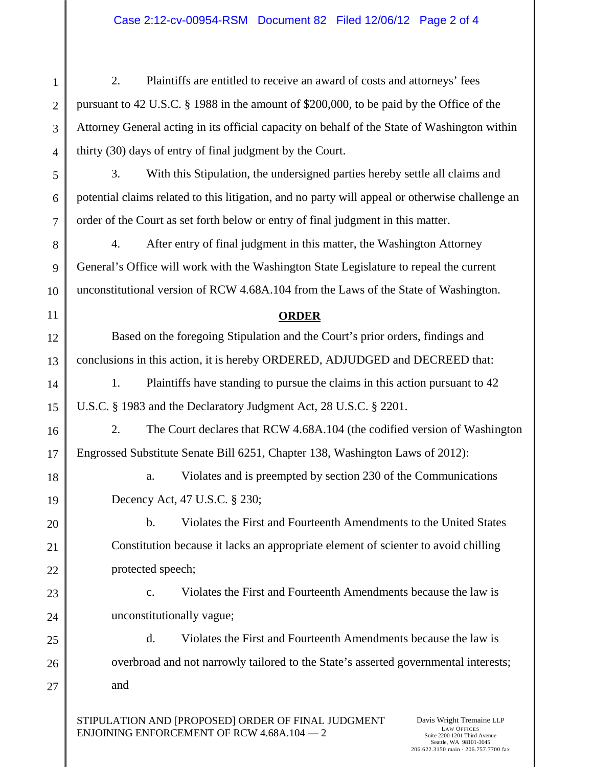2. Plaintiffs are entitled to receive an award of costs and attorneys' fees pursuant to 42 U.S.C. § 1988 in the amount of $200,000, to be paid by the Office of the Attorney General acting in its official capacity on behalf of the State of Washington within thirty (30) days of entry of final judgment by the Court.

3. With this Stipulation, the undersigned parties hereby settle all claims and potential claims related to this litigation, and no party will appeal or otherwise challenge an order of the Court as set forth below or entry of final judgment in this matter.

4. After entry of final judgment in this matter, the Washington Attorney General's Office will work with the Washington State Legislature to repeal the current unconstitutional version of RCW 4.68A.104 from the Laws of the State of Washington.

## ORDER

Based on the foregoing Stipulation and the Court's prior orders, findings and conclusions in this action, it is hereby ORDERED, ADJUDGED and DECREED that:

1. Plaintiffs have standing to pursue the claims in this action pursuant to 42 U.S.C. § 1983 and the Declaratory Judgment Act, 28 U.S.C. § 2201.

2. The Court declares that RCW 4.68A.104 (the codified version of Washington Engrossed Substitute Senate Bill 6251, Chapter 138, Washington Laws of 2012):

   a. Violates and is preempted by section 230 of the Communications Decency Act, 47 U.S.C. § 230;

   b. Violates the First and Fourteenth Amendments to the United States Constitution because it lacks an appropriate element of scienter to avoid chilling protected speech;

   c. Violates the First and Fourteenth Amendments because the law is unconstitutionally vague;

   d. Violates the First and Fourteenth Amendments because the law is overbroad and not narrowly tailored to the State's asserted governmental interests; and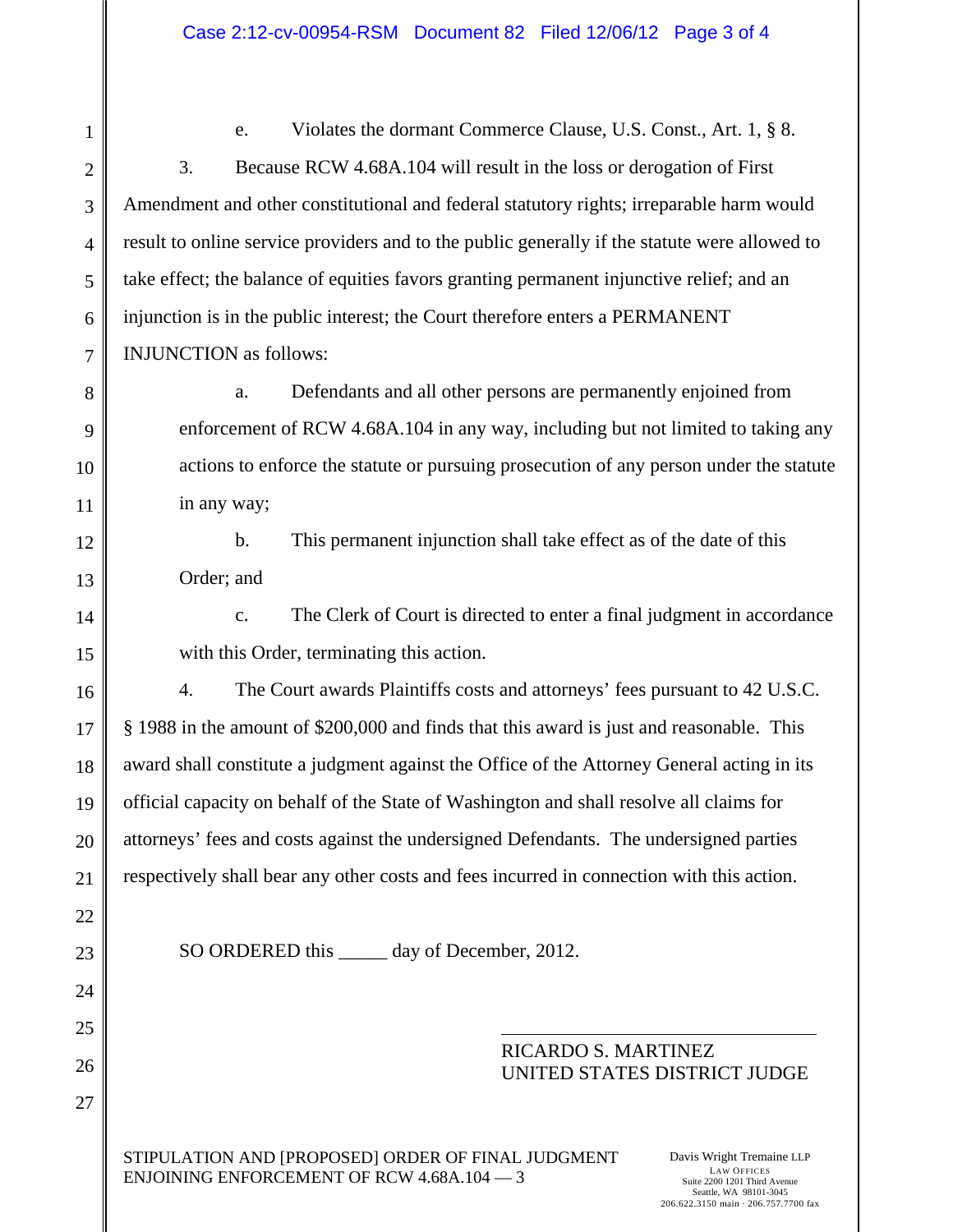e. Violates the dormant Commerce Clause, U.S. Const., Art. 1, § 8.

3. Because RCW 4.68A.104 will result in the loss or derogation of First Amendment and other constitutional and federal statutory rights; irreparable harm would result to online service providers and to the public generally if the statute were allowed to take effect; the balance of equities favors granting permanent injunctive relief; and an injunction is in the public interest; the Court therefore enters a PERMANENT INJUNCTION as follows:

a. Defendants and all other persons are permanently enjoined from enforcement of RCW 4.68A.104 in any way, including but not limited to taking any actions to enforce the statute or pursuing prosecution of any person under the statute in any way;

b. This permanent injunction shall take effect as of the date of this Order; and

c. The Clerk of Court is directed to enter a final judgment in accordance with this Order, terminating this action.

4. The Court awards Plaintiffs costs and attorneys' fees pursuant to 42 U.S.C. § 1988 in the amount of $200,000 and finds that this award is just and reasonable. This award shall constitute a judgment against the Office of the Attorney General acting in its official capacity on behalf of the State of Washington and shall resolve all claims for attorneys' fees and costs against the undersigned Defendants. The undersigned parties respectively shall bear any other costs and fees incurred in connection with this action.

SO ORDERED this _____ day of December, 2012.

RICARDO S. MARTINEZ
UNITED STATES DISTRICT JUDGE

STIPULATION AND [PROPOSED] ORDER OF FINAL JUDGMENT ENJOINING ENFORCEMENT OF RCW 4.68A.104 — 3

Davis Wright Tremaine LLP
LAW OFFICES
Suite 2200 1201 Third Avenue
Seattle, WA 98101-3045
206.622.3150 main · 206.757.7700 fax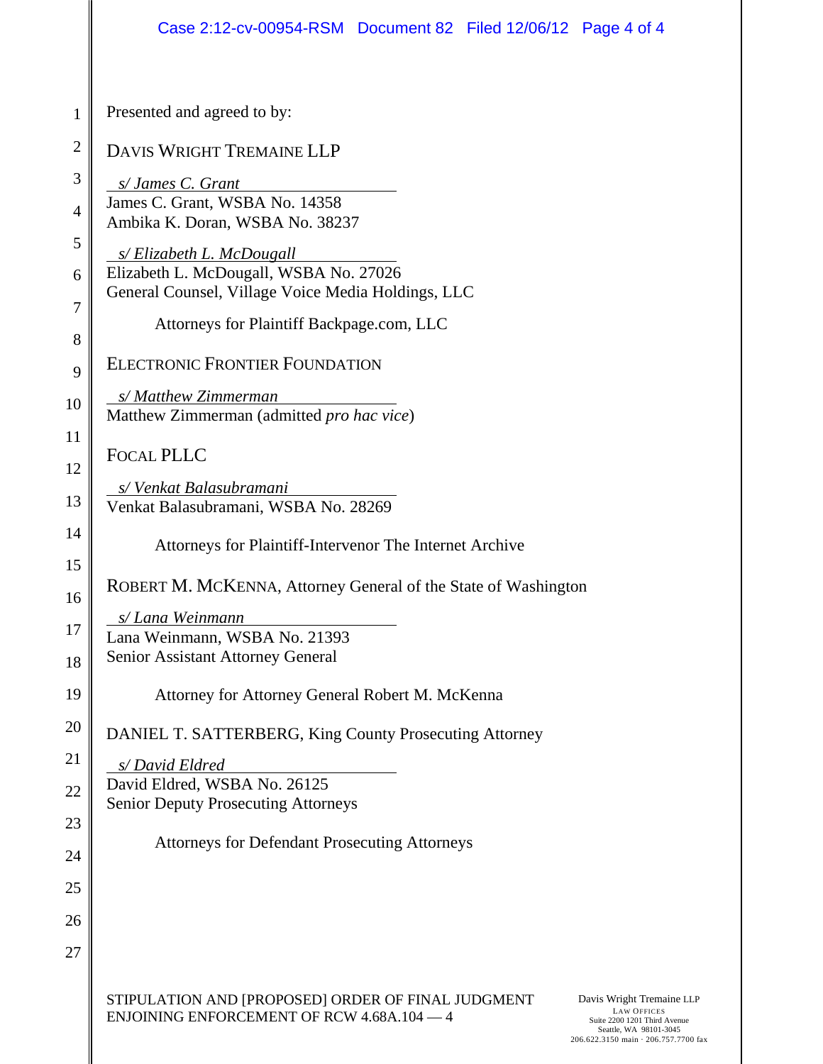Presented and agreed to by:

DAVIS WRIGHT TREMAINE LLP

*s/ James C. Grant*
James C. Grant, WSBA No. 14358
Ambika K. Doran, WSBA No. 38237

*s/ Elizabeth L. McDougall*
Elizabeth L. McDougall, WSBA No. 27026
General Counsel, Village Voice Media Holdings, LLC

Attorneys for Plaintiff Backpage.com, LLC

ELECTRONIC FRONTIER FOUNDATION

*s/ Matthew Zimmerman*
Matthew Zimmerman (admitted *pro hac vice*)

FOCAL PLLC

*s/ Venkat Balasubramani*
Venkat Balasubramani, WSBA No. 28269

Attorneys for Plaintiff-Intervenor The Internet Archive

ROBERT M. MCKENNA, Attorney General of the State of Washington

*s/ Lana Weinmann*
Lana Weinmann, WSBA No. 21393
Senior Assistant Attorney General

Attorney for Attorney General Robert M. McKenna

DANIEL T. SATTERBERG, King County Prosecuting Attorney

*s/ David Eldred*
David Eldred, WSBA No. 26125
Senior Deputy Prosecuting Attorneys

Attorneys for Defendant Prosecuting Attorneys

STIPULATION AND [PROPOSED] ORDER OF FINAL JUDGMENT ENJOINING ENFORCEMENT OF RCW 4.68A.104 — 4

Davis Wright Tremaine LLP
LAW OFFICES
Suite 2200 1201 Third Avenue
Seattle, WA 98101-3045
206.622.3150 main · 206.757.7700 fax